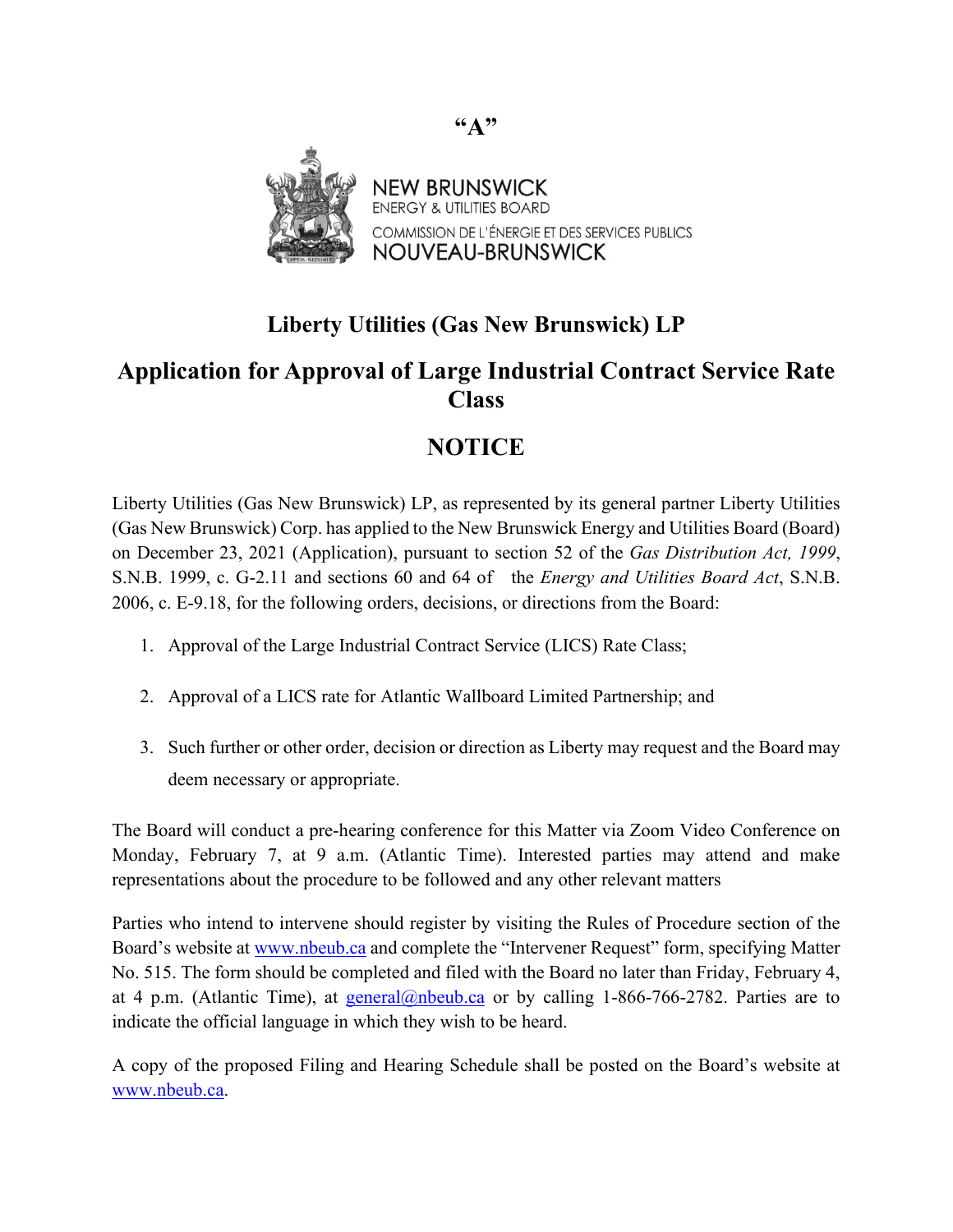**"A"**

NEW BRUNSWICK
ENERGY & UTILITIES BOARD
COMMISSION DE L'ÉNERGIE ET DES SERVICES PUBLICS
NOUVEAU-BRUNSWICK

# Liberty Utilities (Gas New Brunswick) LP

# Application for Approval of Large Industrial Contract Service Rate Class

# NOTICE

Liberty Utilities (Gas New Brunswick) LP, as represented by its general partner Liberty Utilities (Gas New Brunswick) Corp. has applied to the New Brunswick Energy and Utilities Board (Board) on December 23, 2021 (Application), pursuant to section 52 of the *Gas Distribution Act, 1999*, S.N.B. 1999, c. G-2.11 and sections 60 and 64 of the *Energy and Utilities Board Act*, S.N.B. 2006, c. E-9.18, for the following orders, decisions, or directions from the Board:

1. Approval of the Large Industrial Contract Service (LICS) Rate Class;
2. Approval of a LICS rate for Atlantic Wallboard Limited Partnership; and
3. Such further or other order, decision or direction as Liberty may request and the Board may deem necessary or appropriate.

The Board will conduct a pre-hearing conference for this Matter via Zoom Video Conference on Monday, February 7, at 9 a.m. (Atlantic Time). Interested parties may attend and make representations about the procedure to be followed and any other relevant matters

Parties who intend to intervene should register by visiting the Rules of Procedure section of the Board's website at www.nbeub.ca and complete the "Intervener Request" form, specifying Matter No. 515. The form should be completed and filed with the Board no later than Friday, February 4, at 4 p.m. (Atlantic Time), at general@nbeub.ca or by calling 1-866-766-2782. Parties are to indicate the official language in which they wish to be heard.

A copy of the proposed Filing and Hearing Schedule shall be posted on the Board's website at www.nbeub.ca.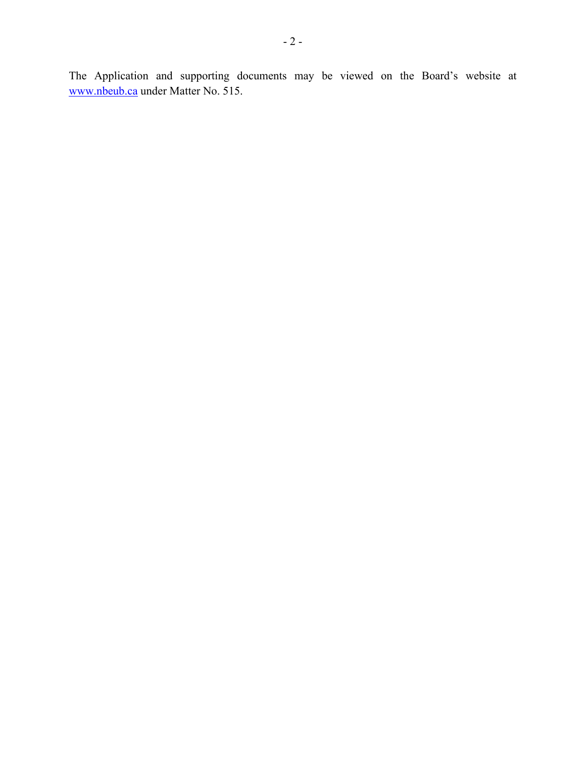The Application and supporting documents may be viewed on the Board's website at [www.nbeub.ca](http://www.nbeub.ca) under Matter No. 515.